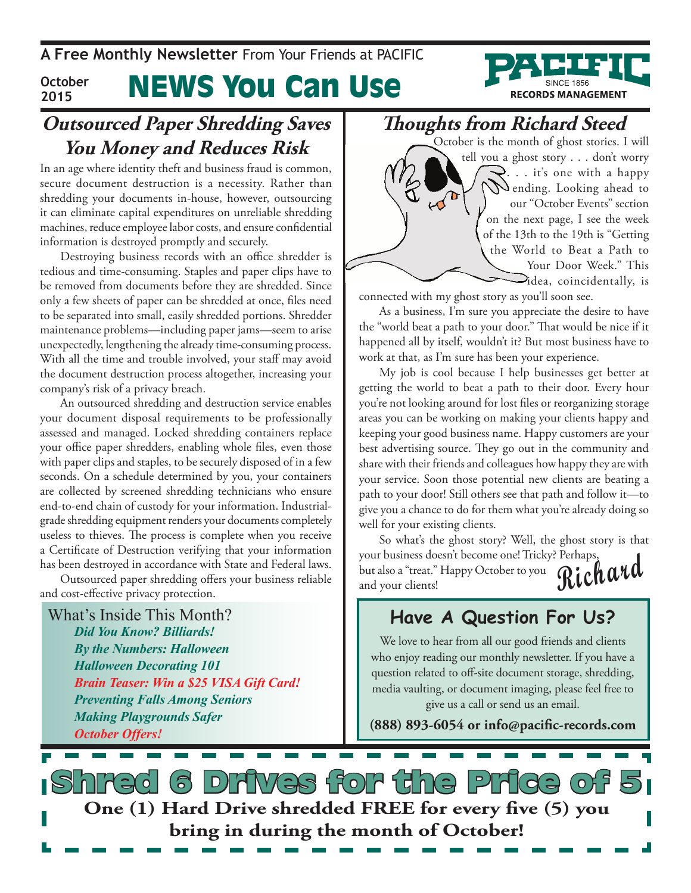A **Free Monthly Newsletter** From Your Friends at PACIFIC

October 2015

# NEWS You Can Use

PACIFIC SINCE 1856 RECORDS MANAGEMENT

## Outsourced Paper Shredding Saves You Money and Reduces Risk

In an age where identity theft and business fraud is common, secure document destruction is a necessity. Rather than shredding your documents in-house, however, outsourcing it can eliminate capital expenditures on unreliable shredding machines, reduce employee labor costs, and ensure confidential information is destroyed promptly and securely.

Destroying business records with an office shredder is tedious and time-consuming. Staples and paper clips have to be removed from documents before they are shredded. Since only a few sheets of paper can be shredded at once, files need to be separated into small, easily shredded portions. Shredder maintenance problems—including paper jams—seem to arise unexpectedly, lengthening the already time-consuming process. With all the time and trouble involved, your staff may avoid the document destruction process altogether, increasing your company's risk of a privacy breach.

An outsourced shredding and destruction service enables your document disposal requirements to be professionally assessed and managed. Locked shredding containers replace your office paper shredders, enabling whole files, even those with paper clips and staples, to be securely disposed of in a few seconds. On a schedule determined by you, your containers are collected by screened shredding technicians who ensure end-to-end chain of custody for your information. Industrial-grade shredding equipment renders your documents completely useless to thieves. The process is complete when you receive a Certificate of Destruction verifying that your information has been destroyed in accordance with State and Federal laws.

Outsourced paper shredding offers your business reliable and cost-effective privacy protection.

What's Inside This Month?

- ***Did You Know? Billiards!***
- ***By the Numbers: Halloween***
- ***Halloween Decorating 101***
- ***Brain Teaser: Win a $25 VISA Gift Card!***
- ***Preventing Falls Among Seniors***
- ***Making Playgrounds Safer***
- ***October Offers!***

## Thoughts from Richard Steed

October is the month of ghost stories. I will tell you a ghost story . . . don't worry . . . it's one with a happy ending. Looking ahead to our "October Events" section on the next page, I see the week of the 13th to the 19th is "Getting the World to Beat a Path to Your Door Week." This idea, coincidentally, is connected with my ghost story as you'll soon see.

As a business, I'm sure you appreciate the desire to have the "world beat a path to your door." That would be nice if it happened all by itself, wouldn't it? But most business have to work at that, as I'm sure has been your experience.

My job is cool because I help businesses get better at getting the world to beat a path to their door. Every hour you're not looking around for lost files or reorganizing storage areas you can be working on making your clients happy and keeping your good business name. Happy customers are your best advertising source. They go out in the community and share with their friends and colleagues how happy they are with your service. Soon those potential new clients are beating a path to your door! Still others see that path and follow it—to give you a chance to do for them what you're already doing so well for your existing clients.

So what's the ghost story? Well, the ghost story is that your business doesn't become one! Tricky? Perhaps, but also a "treat." Happy October to you and your clients!

*Richard*

## Have A Question For Us?

We love to hear from all our good friends and clients who enjoy reading our monthly newsletter. If you have a question related to off-site document storage, shredding, media vaulting, or document imaging, please feel free to give us a call or send us an email.

**(888) 893-6054 or info@pacific-records.com**

## Shred 6 Drives for the Price of 5

**One (1) Hard Drive shredded FREE for every five (5) you bring in during the month of October!**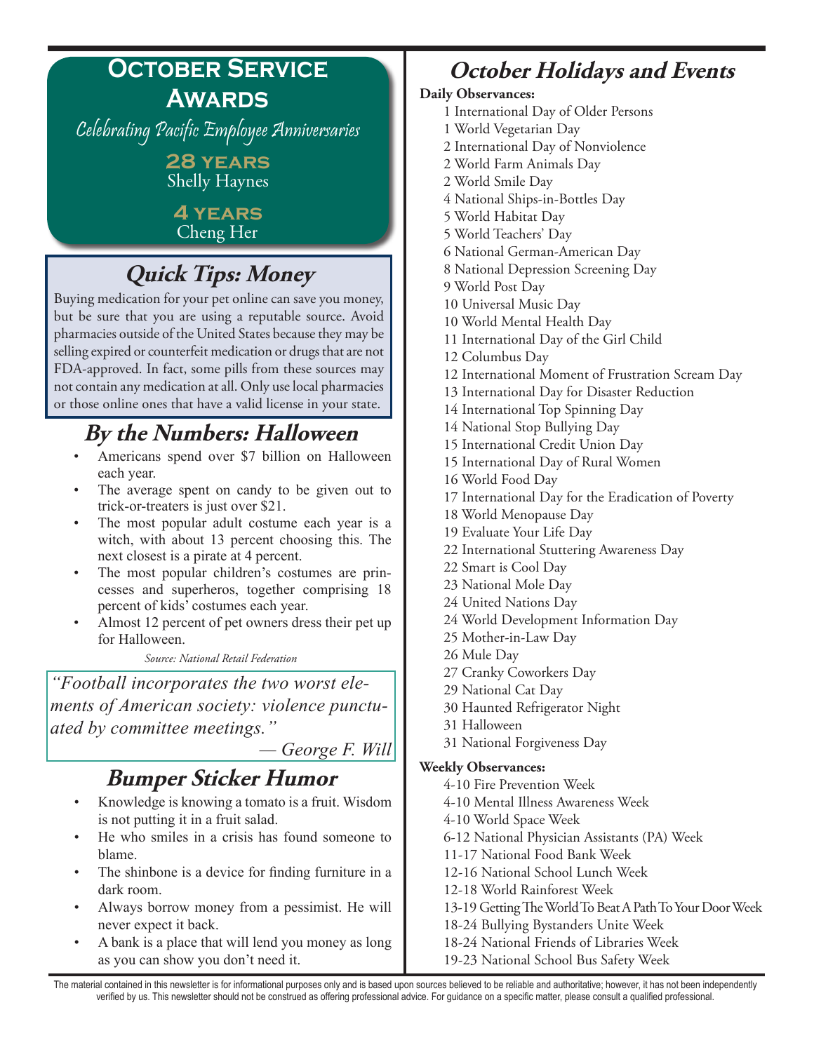## October Service Awards

*Celebrating Pacific Employee Anniversaries*

**28 years**
Shelly Haynes

**4 years**
Cheng Her

## Quick Tips: Money

Buying medication for your pet online can save you money, but be sure that you are using a reputable source. Avoid pharmacies outside of the United States because they may be selling expired or counterfeit medication or drugs that are not FDA-approved. In fact, some pills from these sources may not contain any medication at all. Only use local pharmacies or those online ones that have a valid license in your state.

## By the Numbers: Halloween

- Americans spend over $7 billion on Halloween each year.
- The average spent on candy to be given out to trick-or-treaters is just over $21.
- The most popular adult costume each year is a witch, with about 13 percent choosing this. The next closest is a pirate at 4 percent.
- The most popular children's costumes are princesses and superheros, together comprising 18 percent of kids' costumes each year.
- Almost 12 percent of pet owners dress their pet up for Halloween.

*Source: National Retail Federation*

*"Football incorporates the two worst elements of American society: violence punctuated by committee meetings."*

*— George F. Will*

## Bumper Sticker Humor

- Knowledge is knowing a tomato is a fruit. Wisdom is not putting it in a fruit salad.
- He who smiles in a crisis has found someone to blame.
- The shinbone is a device for finding furniture in a dark room.
- Always borrow money from a pessimist. He will never expect it back.
- A bank is a place that will lend you money as long as you can show you don't need it.

## October Holidays and Events

**Daily Observances:**

1 International Day of Older Persons
1 World Vegetarian Day
2 International Day of Nonviolence
2 World Farm Animals Day
2 World Smile Day
4 National Ships-in-Bottles Day
5 World Habitat Day
5 World Teachers' Day
6 National German-American Day
8 National Depression Screening Day
9 World Post Day
10 Universal Music Day
10 World Mental Health Day
11 International Day of the Girl Child
12 Columbus Day
12 International Moment of Frustration Scream Day
13 International Day for Disaster Reduction
14 International Top Spinning Day
14 National Stop Bullying Day
15 International Credit Union Day
15 International Day of Rural Women
16 World Food Day
17 International Day for the Eradication of Poverty
18 World Menopause Day
19 Evaluate Your Life Day
22 International Stuttering Awareness Day
22 Smart is Cool Day
23 National Mole Day
24 United Nations Day
24 World Development Information Day
25 Mother-in-Law Day
26 Mule Day
27 Cranky Coworkers Day
29 National Cat Day
30 Haunted Refrigerator Night
31 Halloween
31 National Forgiveness Day

**Weekly Observances:**

4-10 Fire Prevention Week
4-10 Mental Illness Awareness Week
4-10 World Space Week
6-12 National Physician Assistants (PA) Week
11-17 National Food Bank Week
12-16 National School Lunch Week
12-18 World Rainforest Week
13-19 Getting The World To Beat A Path To Your Door Week
18-24 Bullying Bystanders Unite Week
18-24 National Friends of Libraries Week
19-23 National School Bus Safety Week

The material contained in this newsletter is for informational purposes only and is based upon sources believed to be reliable and authoritative; however, it has not been independently verified by us. This newsletter should not be construed as offering professional advice. For guidance on a specific matter, please consult a qualified professional.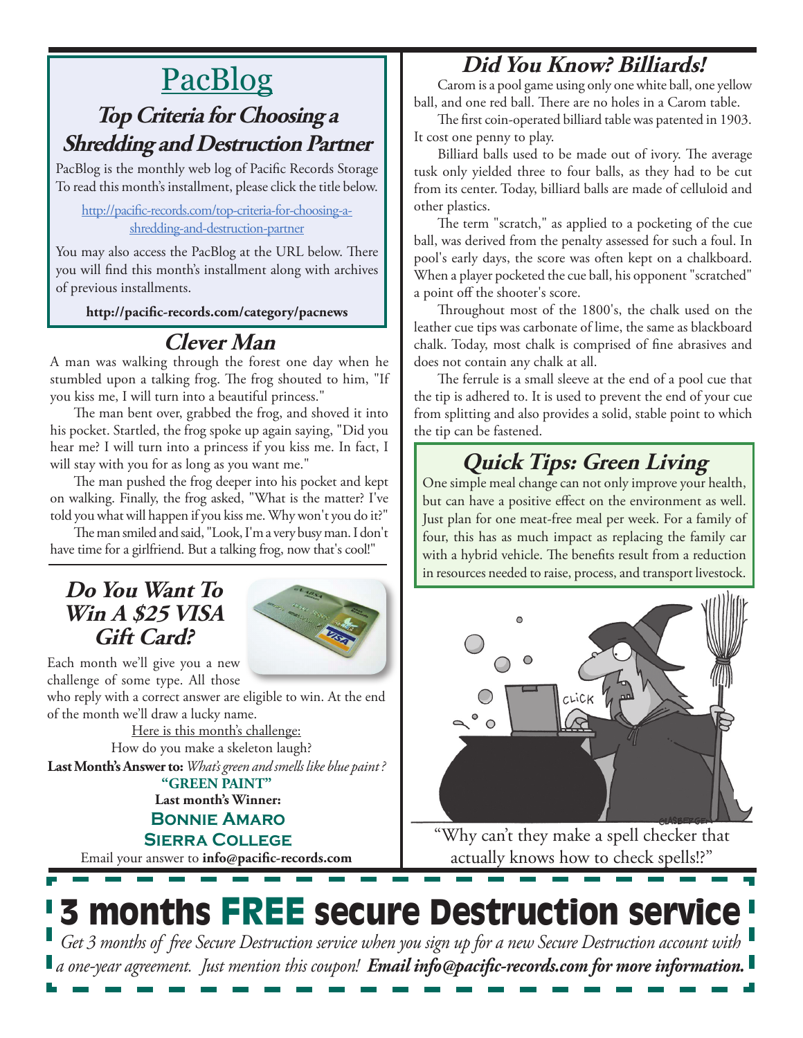# PacBlog

## Top Criteria for Choosing a Shredding and Destruction Partner

PacBlog is the monthly web log of Pacific Records Storage To read this month's installment, please click the title below.

http://pacific-records.com/top-criteria-for-choosing-a-shredding-and-destruction-partner

You may also access the PacBlog at the URL below. There you will find this month's installment along with archives of previous installments.

**http://pacific-records.com/category/pacnews**

## Clever Man

A man was walking through the forest one day when he stumbled upon a talking frog. The frog shouted to him, "If you kiss me, I will turn into a beautiful princess."

The man bent over, grabbed the frog, and shoved it into his pocket. Startled, the frog spoke up again saying, "Did you hear me? I will turn into a princess if you kiss me. In fact, I will stay with you for as long as you want me."

The man pushed the frog deeper into his pocket and kept on walking. Finally, the frog asked, "What is the matter? I've told you what will happen if you kiss me. Why won't you do it?"

The man smiled and said, "Look, I'm a very busy man. I don't have time for a girlfriend. But a talking frog, now that's cool!"

## Do You Want To Win A $25 VISA Gift Card?

Each month we'll give you a new challenge of some type. All those who reply with a correct answer are eligible to win. At the end of the month we'll draw a lucky name.

Here is this month's challenge:

How do you make a skeleton laugh?

**Last Month's Answer to:** *What's green and smells like blue paint?*

**"GREEN PAINT"**

**Last month's Winner:**

**Bonnie Amaro**
**Sierra College**

Email your answer to **info@pacific-records.com**

## Did You Know? Billiards!

Carom is a pool game using only one white ball, one yellow ball, and one red ball. There are no holes in a Carom table.

The first coin-operated billiard table was patented in 1903. It cost one penny to play.

Billiard balls used to be made out of ivory. The average tusk only yielded three to four balls, as they had to be cut from its center. Today, billiard balls are made of celluloid and other plastics.

The term "scratch," as applied to a pocketing of the cue ball, was derived from the penalty assessed for such a foul. In pool's early days, the score was often kept on a chalkboard. When a player pocketed the cue ball, his opponent "scratched" a point off the shooter's score.

Throughout most of the 1800's, the chalk used on the leather cue tips was carbonate of lime, the same as blackboard chalk. Today, most chalk is comprised of fine abrasives and does not contain any chalk at all.

The ferrule is a small sleeve at the end of a pool cue that the tip is adhered to. It is used to prevent the end of your cue from splitting and also provides a solid, stable point to which the tip can be fastened.

## Quick Tips: Green Living

One simple meal change can not only improve your health, but can have a positive effect on the environment as well. Just plan for one meat-free meal per week. For a family of four, this has as much impact as replacing the family car with a hybrid vehicle. The benefits result from a reduction in resources needed to raise, process, and transport livestock.

"Why can't they make a spell checker that actually knows how to check spells!?"

# 3 months FREE secure Destruction service

*Get 3 months of free Secure Destruction service when you sign up for a new Secure Destruction account with a one-year agreement. Just mention this coupon!* ***Email info@pacific-records.com for more information.***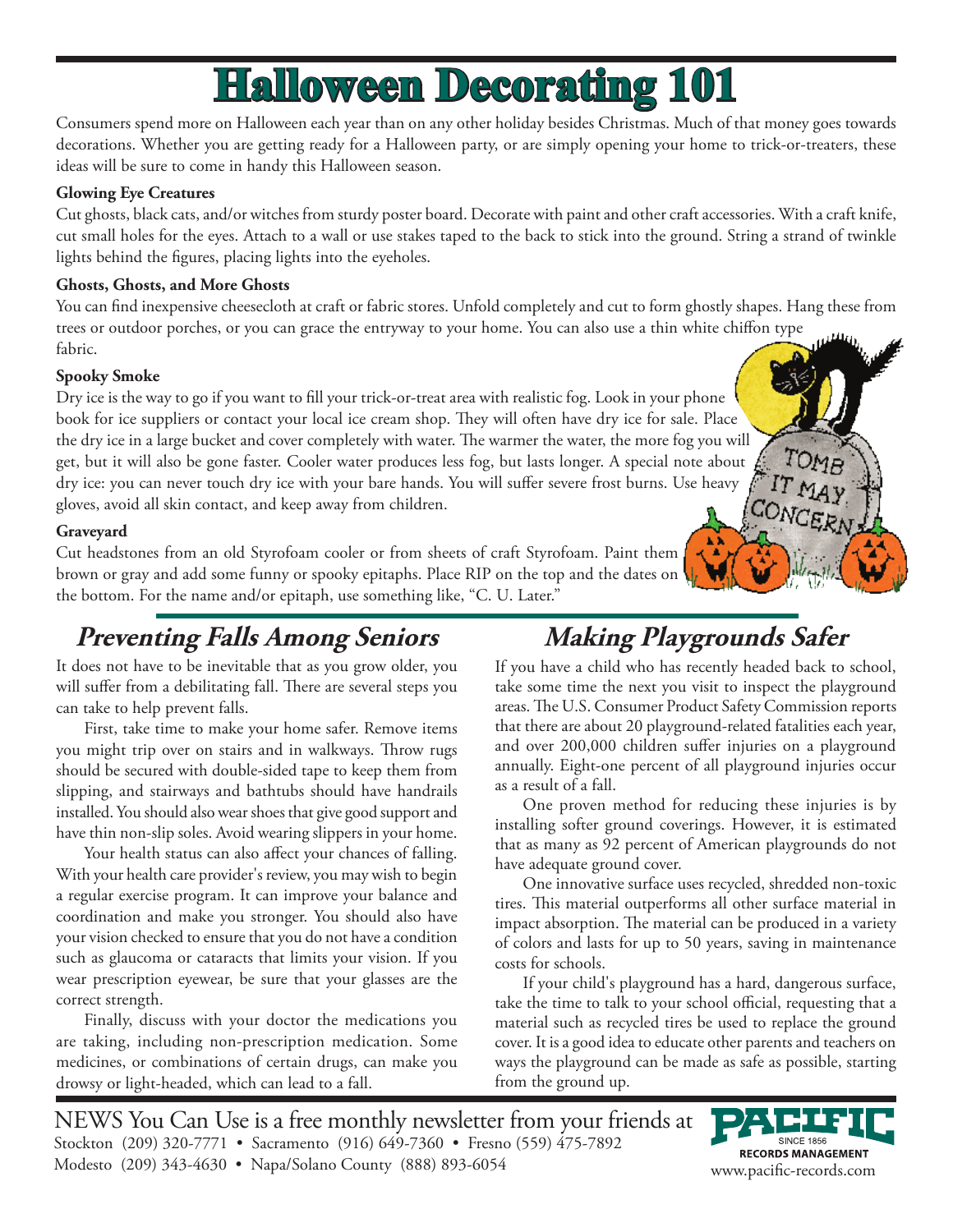# Halloween Decorating 101

Consumers spend more on Halloween each year than on any other holiday besides Christmas. Much of that money goes towards decorations. Whether you are getting ready for a Halloween party, or are simply opening your home to trick-or-treaters, these ideas will be sure to come in handy this Halloween season.

**Glowing Eye Creatures**

Cut ghosts, black cats, and/or witches from sturdy poster board. Decorate with paint and other craft accessories. With a craft knife, cut small holes for the eyes. Attach to a wall or use stakes taped to the back to stick into the ground. String a strand of twinkle lights behind the figures, placing lights into the eyeholes.

**Ghosts, Ghosts, and More Ghosts**

You can find inexpensive cheesecloth at craft or fabric stores. Unfold completely and cut to form ghostly shapes. Hang these from trees or outdoor porches, or you can grace the entryway to your home. You can also use a thin white chiffon type fabric.

**Spooky Smoke**

Dry ice is the way to go if you want to fill your trick-or-treat area with realistic fog. Look in your phone book for ice suppliers or contact your local ice cream shop. They will often have dry ice for sale. Place the dry ice in a large bucket and cover completely with water. The warmer the water, the more fog you will get, but it will also be gone faster. Cooler water produces less fog, but lasts longer. A special note about dry ice: you can never touch dry ice with your bare hands. You will suffer severe frost burns. Use heavy gloves, avoid all skin contact, and keep away from children.

**Graveyard**

Cut headstones from an old Styrofoam cooler or from sheets of craft Styrofoam. Paint them brown or gray and add some funny or spooky epitaphs. Place RIP on the top and the dates on the bottom. For the name and/or epitaph, use something like, "C. U. Later."

## *Preventing Falls Among Seniors*

It does not have to be inevitable that as you grow older, you will suffer from a debilitating fall. There are several steps you can take to help prevent falls.

First, take time to make your home safer. Remove items you might trip over on stairs and in walkways. Throw rugs should be secured with double-sided tape to keep them from slipping, and stairways and bathtubs should have handrails installed. You should also wear shoes that give good support and have thin non-slip soles. Avoid wearing slippers in your home.

Your health status can also affect your chances of falling. With your health care provider's review, you may wish to begin a regular exercise program. It can improve your balance and coordination and make you stronger. You should also have your vision checked to ensure that you do not have a condition such as glaucoma or cataracts that limits your vision. If you wear prescription eyewear, be sure that your glasses are the correct strength.

Finally, discuss with your doctor the medications you are taking, including non-prescription medication. Some medicines, or combinations of certain drugs, can make you drowsy or light-headed, which can lead to a fall.

## *Making Playgrounds Safer*

If you have a child who has recently headed back to school, take some time the next you visit to inspect the playground areas. The U.S. Consumer Product Safety Commission reports that there are about 20 playground-related fatalities each year, and over 200,000 children suffer injuries on a playground annually. Eight-one percent of all playground injuries occur as a result of a fall.

One proven method for reducing these injuries is by installing softer ground coverings. However, it is estimated that as many as 92 percent of American playgrounds do not have adequate ground cover.

One innovative surface uses recycled, shredded non-toxic tires. This material outperforms all other surface material in impact absorption. The material can be produced in a variety of colors and lasts for up to 50 years, saving in maintenance costs for schools.

If your child's playground has a hard, dangerous surface, take the time to talk to your school official, requesting that a material such as recycled tires be used to replace the ground cover. It is a good idea to educate other parents and teachers on ways the playground can be made as safe as possible, starting from the ground up.

NEWS You Can Use is a free monthly newsletter from your friends at
Stockton (209) 320-7771 • Sacramento (916) 649-7360 • Fresno (559) 475-7892
Modesto (209) 343-4630 • Napa/Solano County (888) 893-6054

PACIFIC SINCE 1856 RECORDS MANAGEMENT
www.pacific-records.com